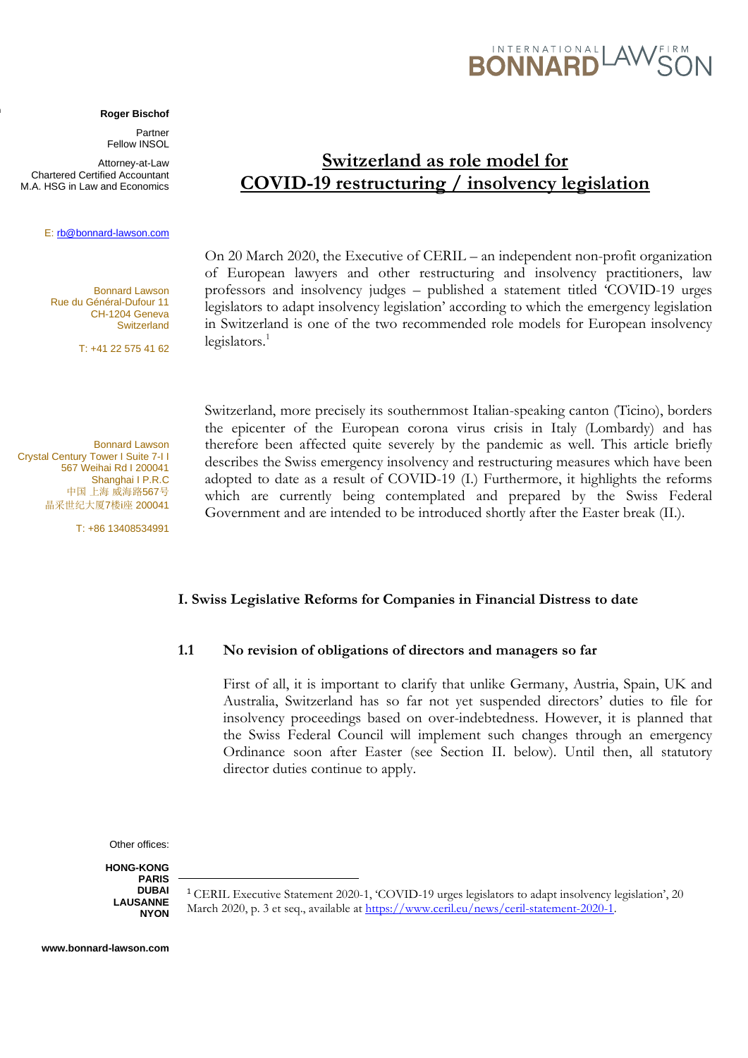**Roger Bischof**

Partner
Fellow INSOL

Attorney-at-Law
Chartered Certified Accountant
M.A. HSG in Law and Economics

E: rb@bonnard-lawson.com

Bonnard Lawson
Rue du Général-Dufour 11
CH-1204 Geneva
Switzerland

T: +41 22 575 41 62

Bonnard Lawson
Crystal Century Tower I Suite 7-I I
567 Weihai Rd I 200041
Shanghai I P.R.C
中国 上海 威海路567号
晶采世纪大厦7楼i座 200041

T: +86 13408534991

Other offices:

**HONG-KONG**
**PARIS**
**DUBAI**
**LAUSANNE**
**NYON**

**www.bonnard-lawson.com**

# Switzerland as role model for COVID-19 restructuring / insolvency legislation

On 20 March 2020, the Executive of CERIL – an independent non-profit organization of European lawyers and other restructuring and insolvency practitioners, law professors and insolvency judges – published a statement titled 'COVID-19 urges legislators to adapt insolvency legislation' according to which the emergency legislation in Switzerland is one of the two recommended role models for European insolvency legislators.[1]

Switzerland, more precisely its southernmost Italian-speaking canton (Ticino), borders the epicenter of the European corona virus crisis in Italy (Lombardy) and has therefore been affected quite severely by the pandemic as well. This article briefly describes the Swiss emergency insolvency and restructuring measures which have been adopted to date as a result of COVID-19 (I.) Furthermore, it highlights the reforms which are currently being contemplated and prepared by the Swiss Federal Government and are intended to be introduced shortly after the Easter break (II.).

## I. Swiss Legislative Reforms for Companies in Financial Distress to date

### 1.1 No revision of obligations of directors and managers so far

First of all, it is important to clarify that unlike Germany, Austria, Spain, UK and Australia, Switzerland has so far not yet suspended directors' duties to file for insolvency proceedings based on over-indebtedness. However, it is planned that the Swiss Federal Council will implement such changes through an emergency Ordinance soon after Easter (see Section II. below). Until then, all statutory director duties continue to apply.

---

[1] CERIL Executive Statement 2020-1, 'COVID-19 urges legislators to adapt insolvency legislation', 20 March 2020, p. 3 et seq., available at https://www.ceril.eu/news/ceril-statement-2020-1.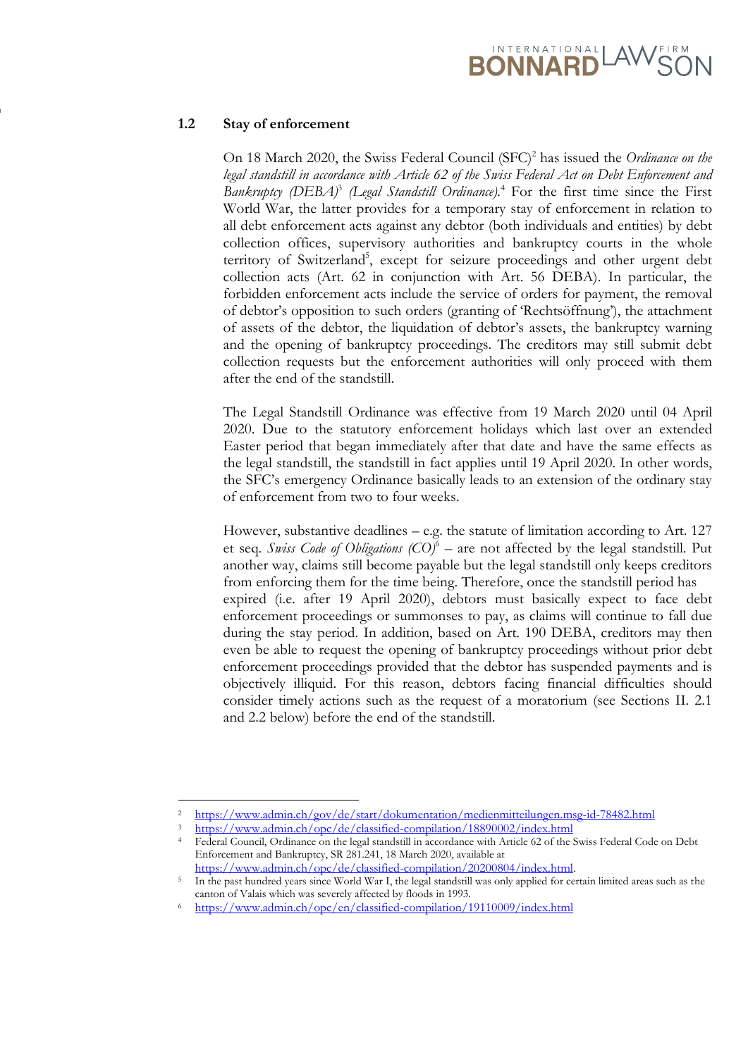### 1.2 Stay of enforcement

On 18 March 2020, the Swiss Federal Council (SFC)[2] has issued the *Ordinance on the legal standstill in accordance with Article 62 of the Swiss Federal Act on Debt Enforcement and Bankruptcy (DEBA)*[3] *(Legal Standstill Ordinance)*.[4] For the first time since the First World War, the latter provides for a temporary stay of enforcement in relation to all debt enforcement acts against any debtor (both individuals and entities) by debt collection offices, supervisory authorities and bankruptcy courts in the whole territory of Switzerland[5], except for seizure proceedings and other urgent debt collection acts (Art. 62 in conjunction with Art. 56 DEBA). In particular, the forbidden enforcement acts include the service of orders for payment, the removal of debtor's opposition to such orders (granting of 'Rechtsöffnung'), the attachment of assets of the debtor, the liquidation of debtor's assets, the bankruptcy warning and the opening of bankruptcy proceedings. The creditors may still submit debt collection requests but the enforcement authorities will only proceed with them after the end of the standstill.

The Legal Standstill Ordinance was effective from 19 March 2020 until 04 April 2020. Due to the statutory enforcement holidays which last over an extended Easter period that began immediately after that date and have the same effects as the legal standstill, the standstill in fact applies until 19 April 2020. In other words, the SFC's emergency Ordinance basically leads to an extension of the ordinary stay of enforcement from two to four weeks.

However, substantive deadlines – e.g. the statute of limitation according to Art. 127 et seq. *Swiss Code of Obligations (CO)*[6] – are not affected by the legal standstill. Put another way, claims still become payable but the legal standstill only keeps creditors from enforcing them for the time being. Therefore, once the standstill period has expired (i.e. after 19 April 2020), debtors must basically expect to face debt enforcement proceedings or summonses to pay, as claims will continue to fall due during the stay period. In addition, based on Art. 190 DEBA, creditors may then even be able to request the opening of bankruptcy proceedings without prior debt enforcement proceedings provided that the debtor has suspended payments and is objectively illiquid. For this reason, debtors facing financial difficulties should consider timely actions such as the request of a moratorium (see Sections II. 2.1 and 2.2 below) before the end of the standstill.

---

[2] https://www.admin.ch/gov/de/start/dokumentation/medienmitteilungen.msg-id-78482.html

[3] https://www.admin.ch/opc/de/classified-compilation/18890002/index.html

[4] Federal Council, Ordinance on the legal standstill in accordance with Article 62 of the Swiss Federal Code on Debt Enforcement and Bankruptcy, SR 281.241, 18 March 2020, available at https://www.admin.ch/opc/de/classified-compilation/20200804/index.html.

[5] In the past hundred years since World War I, the legal standstill was only applied for certain limited areas such as the canton of Valais which was severely affected by floods in 1993.

[6] https://www.admin.ch/opc/en/classified-compilation/19110009/index.html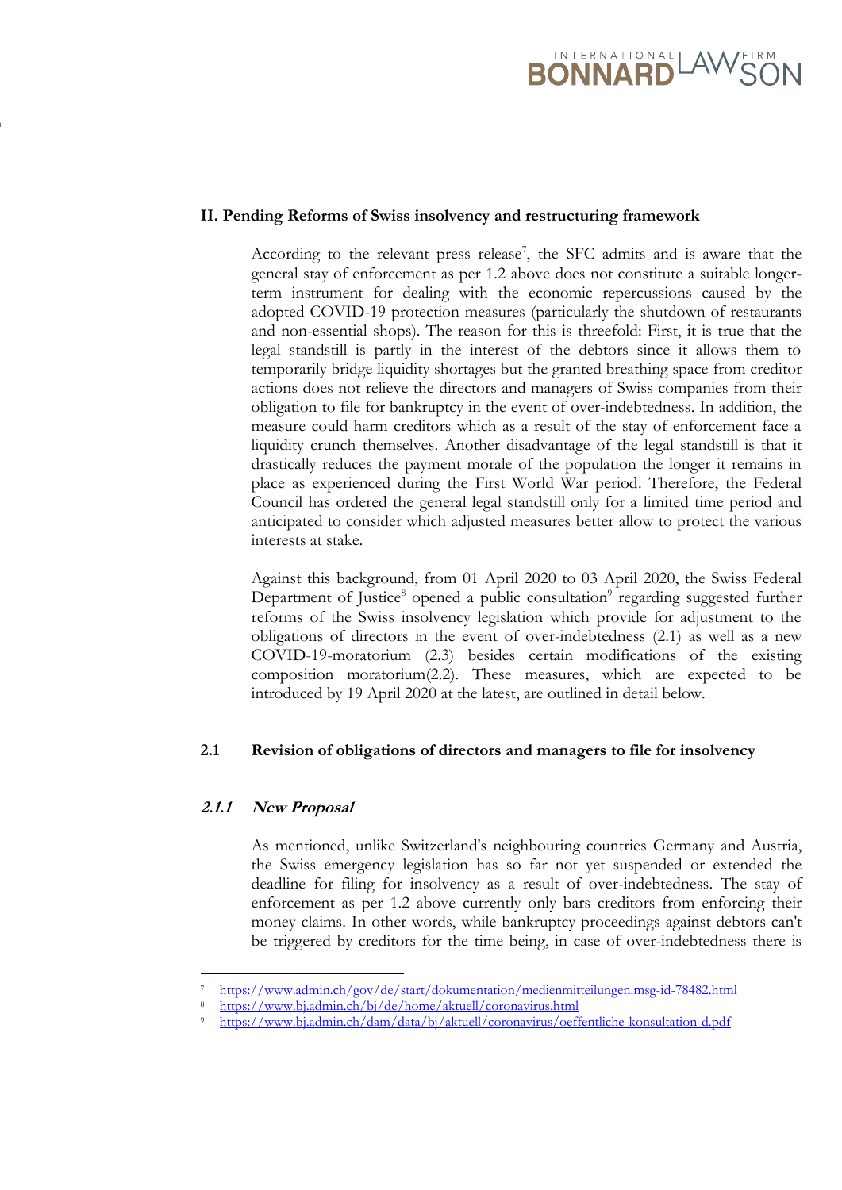## II. Pending Reforms of Swiss insolvency and restructuring framework

According to the relevant press release[7], the SFC admits and is aware that the general stay of enforcement as per 1.2 above does not constitute a suitable longer-term instrument for dealing with the economic repercussions caused by the adopted COVID-19 protection measures (particularly the shutdown of restaurants and non-essential shops). The reason for this is threefold: First, it is true that the legal standstill is partly in the interest of the debtors since it allows them to temporarily bridge liquidity shortages but the granted breathing space from creditor actions does not relieve the directors and managers of Swiss companies from their obligation to file for bankruptcy in the event of over-indebtedness. In addition, the measure could harm creditors which as a result of the stay of enforcement face a liquidity crunch themselves. Another disadvantage of the legal standstill is that it drastically reduces the payment morale of the population the longer it remains in place as experienced during the First World War period. Therefore, the Federal Council has ordered the general legal standstill only for a limited time period and anticipated to consider which adjusted measures better allow to protect the various interests at stake.

Against this background, from 01 April 2020 to 03 April 2020, the Swiss Federal Department of Justice[8] opened a public consultation[9] regarding suggested further reforms of the Swiss insolvency legislation which provide for adjustment to the obligations of directors in the event of over-indebtedness (2.1) as well as a new COVID-19-moratorium (2.3) besides certain modifications of the existing composition moratorium(2.2). These measures, which are expected to be introduced by 19 April 2020 at the latest, are outlined in detail below.

### 2.1 Revision of obligations of directors and managers to file for insolvency

#### *2.1.1 New Proposal*

As mentioned, unlike Switzerland's neighbouring countries Germany and Austria, the Swiss emergency legislation has so far not yet suspended or extended the deadline for filing for insolvency as a result of over-indebtedness. The stay of enforcement as per 1.2 above currently only bars creditors from enforcing their money claims. In other words, while bankruptcy proceedings against debtors can't be triggered by creditors for the time being, in case of over-indebtedness there is

---

[7] https://www.admin.ch/gov/de/start/dokumentation/medienmitteilungen.msg-id-78482.html

[8] https://www.bj.admin.ch/bj/de/home/aktuell/coronavirus.html

[9] https://www.bj.admin.ch/dam/data/bj/aktuell/coronavirus/oeffentliche-konsultation-d.pdf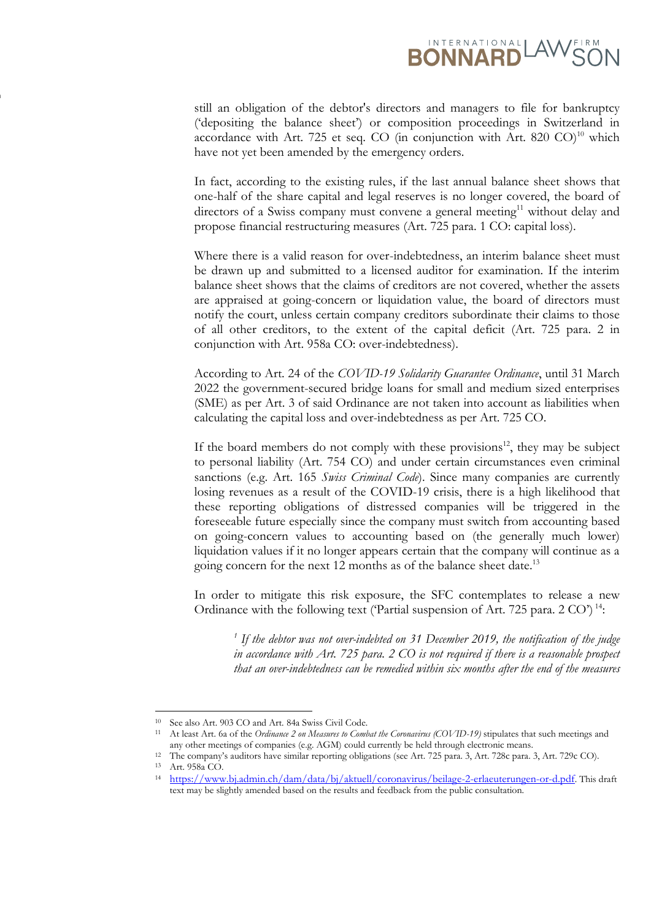still an obligation of the debtor's directors and managers to file for bankruptcy ('depositing the balance sheet') or composition proceedings in Switzerland in accordance with Art. 725 et seq. CO (in conjunction with Art. 820 CO)[10] which have not yet been amended by the emergency orders.

In fact, according to the existing rules, if the last annual balance sheet shows that one-half of the share capital and legal reserves is no longer covered, the board of directors of a Swiss company must convene a general meeting[11] without delay and propose financial restructuring measures (Art. 725 para. 1 CO: capital loss).

Where there is a valid reason for over-indebtedness, an interim balance sheet must be drawn up and submitted to a licensed auditor for examination. If the interim balance sheet shows that the claims of creditors are not covered, whether the assets are appraised at going-concern or liquidation value, the board of directors must notify the court, unless certain company creditors subordinate their claims to those of all other creditors, to the extent of the capital deficit (Art. 725 para. 2 in conjunction with Art. 958a CO: over-indebtedness).

According to Art. 24 of the *COVID-19 Solidarity Guarantee Ordinance*, until 31 March 2022 the government-secured bridge loans for small and medium sized enterprises (SME) as per Art. 3 of said Ordinance are not taken into account as liabilities when calculating the capital loss and over-indebtedness as per Art. 725 CO.

If the board members do not comply with these provisions[12], they may be subject to personal liability (Art. 754 CO) and under certain circumstances even criminal sanctions (e.g. Art. 165 *Swiss Criminal Code*). Since many companies are currently losing revenues as a result of the COVID-19 crisis, there is a high likelihood that these reporting obligations of distressed companies will be triggered in the foreseeable future especially since the company must switch from accounting based on going-concern values to accounting based on (the generally much lower) liquidation values if it no longer appears certain that the company will continue as a going concern for the next 12 months as of the balance sheet date.[13]

In order to mitigate this risk exposure, the SFC contemplates to release a new Ordinance with the following text ('Partial suspension of Art. 725 para. 2 CO')[14]:

> *[1] If the debtor was not over-indebted on 31 December 2019, the notification of the judge in accordance with Art. 725 para. 2 CO is not required if there is a reasonable prospect that an over-indebtedness can be remedied within six months after the end of the measures*

---

[10] See also Art. 903 CO and Art. 84a Swiss Civil Code.

[11] At least Art. 6a of the *Ordinance 2 on Measures to Combat the Coronavirus (COVID-19)* stipulates that such meetings and any other meetings of companies (e.g. AGM) could currently be held through electronic means.

[12] The company's auditors have similar reporting obligations (see Art. 725 para. 3, Art. 728c para. 3, Art. 729c CO).

[13] Art. 958a CO.

[14] https://www.bj.admin.ch/dam/data/bj/aktuell/coronavirus/beilage-2-erlaeuterungen-or-d.pdf. This draft text may be slightly amended based on the results and feedback from the public consultation.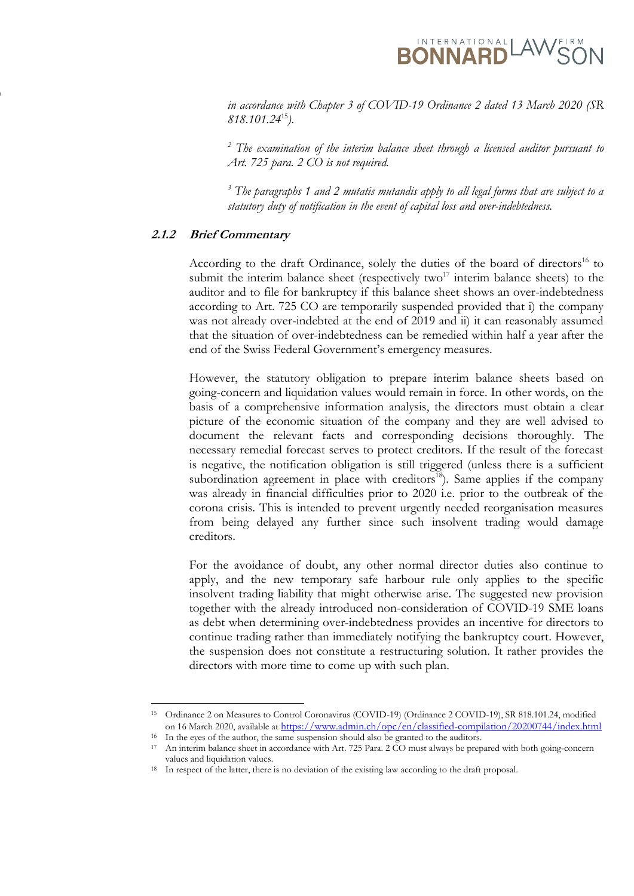*in accordance with Chapter 3 of COVID-19 Ordinance 2 dated 13 March 2020 (SR 818.101.24*[15]*).*

*[2] The examination of the interim balance sheet through a licensed auditor pursuant to Art. 725 para. 2 CO is not required.*

*[3] The paragraphs 1 and 2 mutatis mutandis apply to all legal forms that are subject to a statutory duty of notification in the event of capital loss and over-indebtedness.*

### 2.1.2 Brief Commentary

According to the draft Ordinance, solely the duties of the board of directors[16] to submit the interim balance sheet (respectively two[17] interim balance sheets) to the auditor and to file for bankruptcy if this balance sheet shows an over-indebtedness according to Art. 725 CO are temporarily suspended provided that i) the company was not already over-indebted at the end of 2019 and ii) it can reasonably assumed that the situation of over-indebtedness can be remedied within half a year after the end of the Swiss Federal Government's emergency measures.

However, the statutory obligation to prepare interim balance sheets based on going-concern and liquidation values would remain in force. In other words, on the basis of a comprehensive information analysis, the directors must obtain a clear picture of the economic situation of the company and they are well advised to document the relevant facts and corresponding decisions thoroughly. The necessary remedial forecast serves to protect creditors. If the result of the forecast is negative, the notification obligation is still triggered (unless there is a sufficient subordination agreement in place with creditors[18]). Same applies if the company was already in financial difficulties prior to 2020 i.e. prior to the outbreak of the corona crisis. This is intended to prevent urgently needed reorganisation measures from being delayed any further since such insolvent trading would damage creditors.

For the avoidance of doubt, any other normal director duties also continue to apply, and the new temporary safe harbour rule only applies to the specific insolvent trading liability that might otherwise arise. The suggested new provision together with the already introduced non-consideration of COVID-19 SME loans as debt when determining over-indebtedness provides an incentive for directors to continue trading rather than immediately notifying the bankruptcy court. However, the suspension does not constitute a restructuring solution. It rather provides the directors with more time to come up with such plan.

---

[15] Ordinance 2 on Measures to Control Coronavirus (COVID-19) (Ordinance 2 COVID-19), SR 818.101.24, modified on 16 March 2020, available at https://www.admin.ch/opc/en/classified-compilation/20200744/index.html

[16] In the eyes of the author, the same suspension should also be granted to the auditors.

[17] An interim balance sheet in accordance with Art. 725 Para. 2 CO must always be prepared with both going-concern values and liquidation values.

[18] In respect of the latter, there is no deviation of the existing law according to the draft proposal.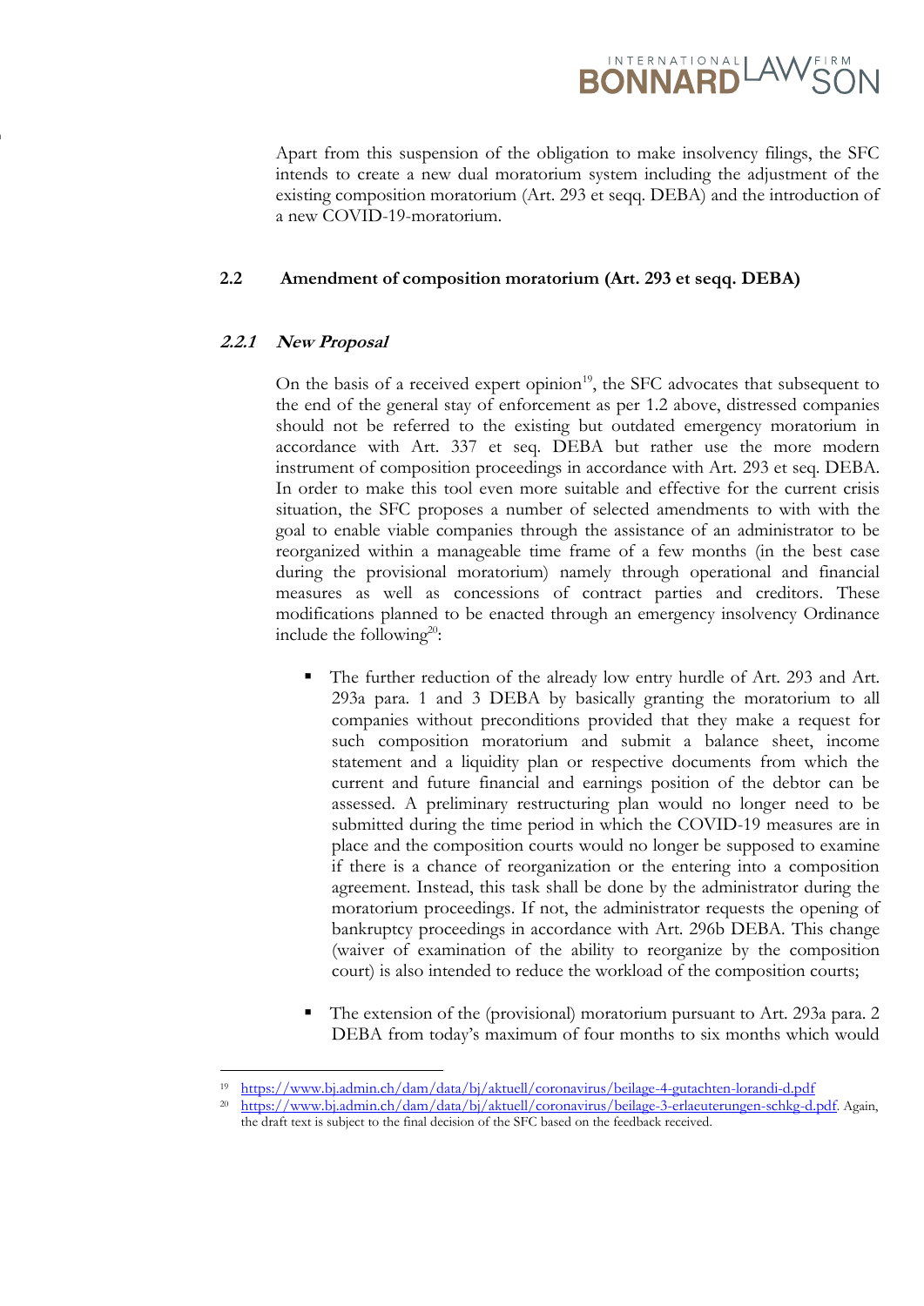Apart from this suspension of the obligation to make insolvency filings, the SFC intends to create a new dual moratorium system including the adjustment of the existing composition moratorium (Art. 293 et seqq. DEBA) and the introduction of a new COVID-19-moratorium.

## 2.2 Amendment of composition moratorium (Art. 293 et seqq. DEBA)

### *2.2.1 New Proposal*

On the basis of a received expert opinion[19], the SFC advocates that subsequent to the end of the general stay of enforcement as per 1.2 above, distressed companies should not be referred to the existing but outdated emergency moratorium in accordance with Art. 337 et seq. DEBA but rather use the more modern instrument of composition proceedings in accordance with Art. 293 et seq. DEBA. In order to make this tool even more suitable and effective for the current crisis situation, the SFC proposes a number of selected amendments to with with the goal to enable viable companies through the assistance of an administrator to be reorganized within a manageable time frame of a few months (in the best case during the provisional moratorium) namely through operational and financial measures as well as concessions of contract parties and creditors. These modifications planned to be enacted through an emergency insolvency Ordinance include the following[20]:

- The further reduction of the already low entry hurdle of Art. 293 and Art. 293a para. 1 and 3 DEBA by basically granting the moratorium to all companies without preconditions provided that they make a request for such composition moratorium and submit a balance sheet, income statement and a liquidity plan or respective documents from which the current and future financial and earnings position of the debtor can be assessed. A preliminary restructuring plan would no longer need to be submitted during the time period in which the COVID-19 measures are in place and the composition courts would no longer be supposed to examine if there is a chance of reorganization or the entering into a composition agreement. Instead, this task shall be done by the administrator during the moratorium proceedings. If not, the administrator requests the opening of bankruptcy proceedings in accordance with Art. 296b DEBA. This change (waiver of examination of the ability to reorganize by the composition court) is also intended to reduce the workload of the composition courts;

- The extension of the (provisional) moratorium pursuant to Art. 293a para. 2 DEBA from today's maximum of four months to six months which would

---

[19] https://www.bj.admin.ch/dam/data/bj/aktuell/coronavirus/beilage-4-gutachten-lorandi-d.pdf

[20] https://www.bj.admin.ch/dam/data/bj/aktuell/coronavirus/beilage-3-erlaeuterungen-schkg-d.pdf. Again, the draft text is subject to the final decision of the SFC based on the feedback received.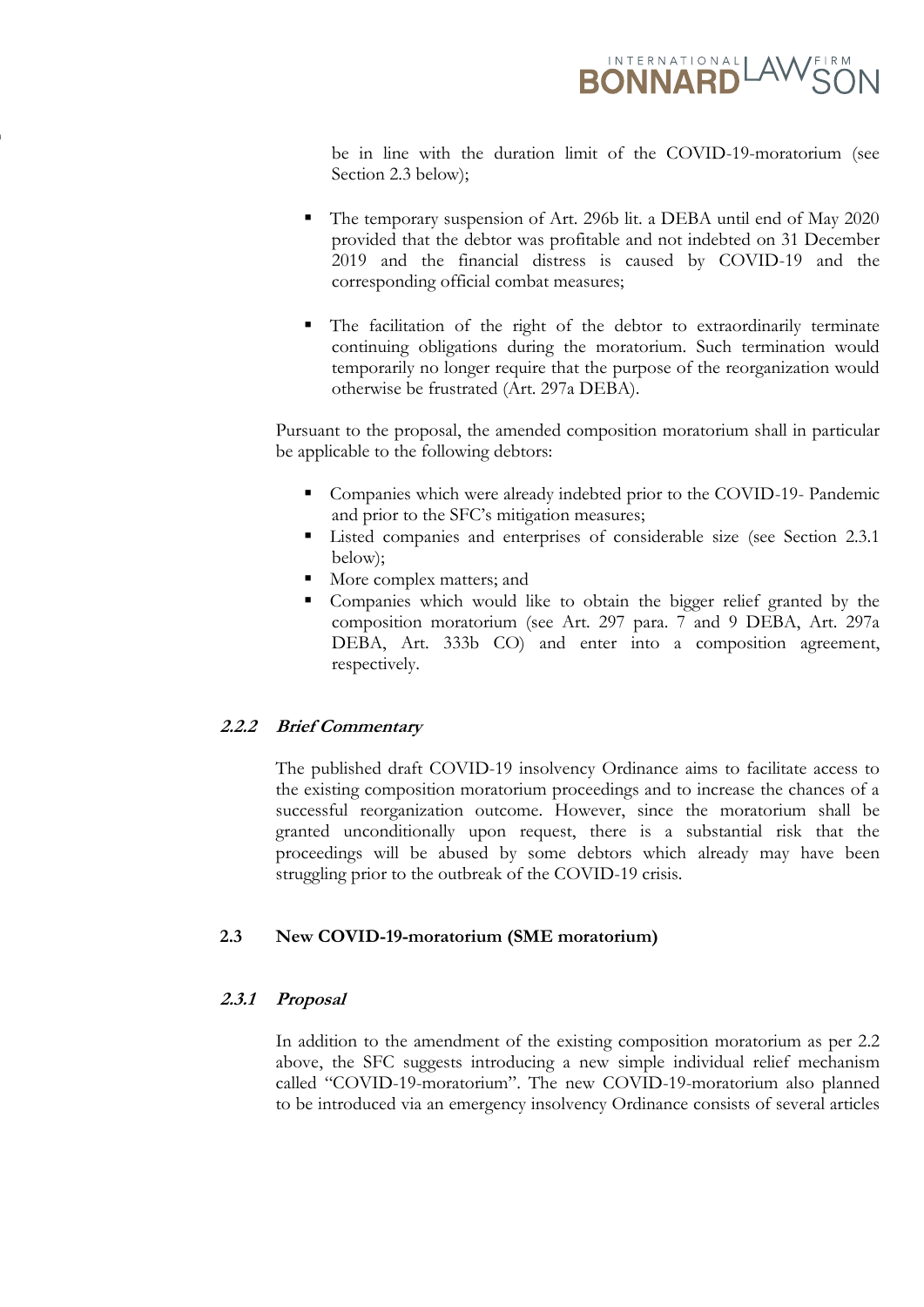be in line with the duration limit of the COVID-19-moratorium (see Section 2.3 below);

- The temporary suspension of Art. 296b lit. a DEBA until end of May 2020 provided that the debtor was profitable and not indebted on 31 December 2019 and the financial distress is caused by COVID-19 and the corresponding official combat measures;

- The facilitation of the right of the debtor to extraordinarily terminate continuing obligations during the moratorium. Such termination would temporarily no longer require that the purpose of the reorganization would otherwise be frustrated (Art. 297a DEBA).

Pursuant to the proposal, the amended composition moratorium shall in particular be applicable to the following debtors:

- Companies which were already indebted prior to the COVID-19- Pandemic and prior to the SFC's mitigation measures;
- Listed companies and enterprises of considerable size (see Section 2.3.1 below);
- More complex matters; and
- Companies which would like to obtain the bigger relief granted by the composition moratorium (see Art. 297 para. 7 and 9 DEBA, Art. 297a DEBA, Art. 333b CO) and enter into a composition agreement, respectively.

#### *2.2.2 Brief Commentary*

The published draft COVID-19 insolvency Ordinance aims to facilitate access to the existing composition moratorium proceedings and to increase the chances of a successful reorganization outcome. However, since the moratorium shall be granted unconditionally upon request, there is a substantial risk that the proceedings will be abused by some debtors which already may have been struggling prior to the outbreak of the COVID-19 crisis.

### 2.3 New COVID-19-moratorium (SME moratorium)

#### *2.3.1 Proposal*

In addition to the amendment of the existing composition moratorium as per 2.2 above, the SFC suggests introducing a new simple individual relief mechanism called "COVID-19-moratorium". The new COVID-19-moratorium also planned to be introduced via an emergency insolvency Ordinance consists of several articles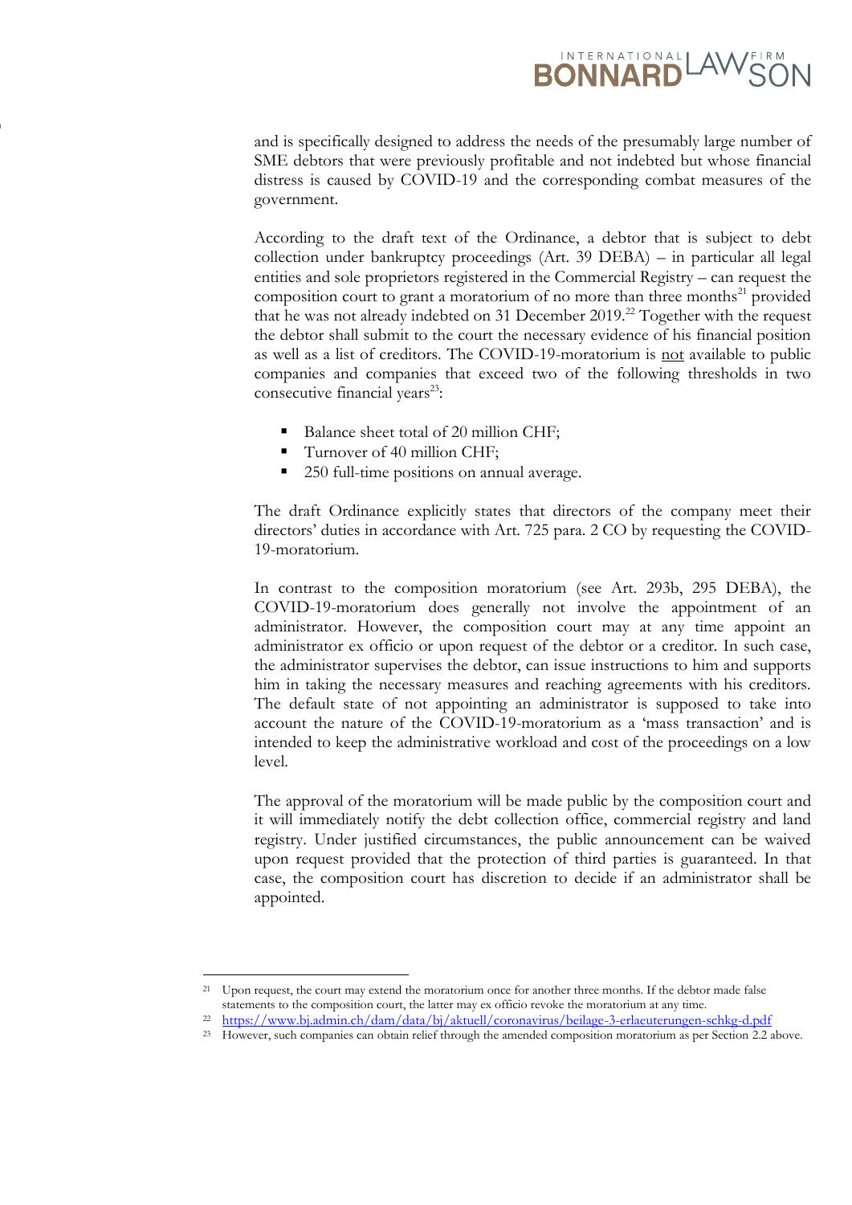and is specifically designed to address the needs of the presumably large number of SME debtors that were previously profitable and not indebted but whose financial distress is caused by COVID-19 and the corresponding combat measures of the government.

According to the draft text of the Ordinance, a debtor that is subject to debt collection under bankruptcy proceedings (Art. 39 DEBA) – in particular all legal entities and sole proprietors registered in the Commercial Registry – can request the composition court to grant a moratorium of no more than three months[21] provided that he was not already indebted on 31 December 2019.[22] Together with the request the debtor shall submit to the court the necessary evidence of his financial position as well as a list of creditors. The COVID-19-moratorium is not available to public companies and companies that exceed two of the following thresholds in two consecutive financial years[23]:

- Balance sheet total of 20 million CHF;
- Turnover of 40 million CHF;
- 250 full-time positions on annual average.

The draft Ordinance explicitly states that directors of the company meet their directors' duties in accordance with Art. 725 para. 2 CO by requesting the COVID-19-moratorium.

In contrast to the composition moratorium (see Art. 293b, 295 DEBA), the COVID-19-moratorium does generally not involve the appointment of an administrator. However, the composition court may at any time appoint an administrator ex officio or upon request of the debtor or a creditor. In such case, the administrator supervises the debtor, can issue instructions to him and supports him in taking the necessary measures and reaching agreements with his creditors. The default state of not appointing an administrator is supposed to take into account the nature of the COVID-19-moratorium as a 'mass transaction' and is intended to keep the administrative workload and cost of the proceedings on a low level.

The approval of the moratorium will be made public by the composition court and it will immediately notify the debt collection office, commercial registry and land registry. Under justified circumstances, the public announcement can be waived upon request provided that the protection of third parties is guaranteed. In that case, the composition court has discretion to decide if an administrator shall be appointed.

---

[21] Upon request, the court may extend the moratorium once for another three months. If the debtor made false statements to the composition court, the latter may ex officio revoke the moratorium at any time.

[22] https://www.bj.admin.ch/dam/data/bj/aktuell/coronavirus/beilage-3-erlaeuterungen-schkg-d.pdf

[23] However, such companies can obtain relief through the amended composition moratorium as per Section 2.2 above.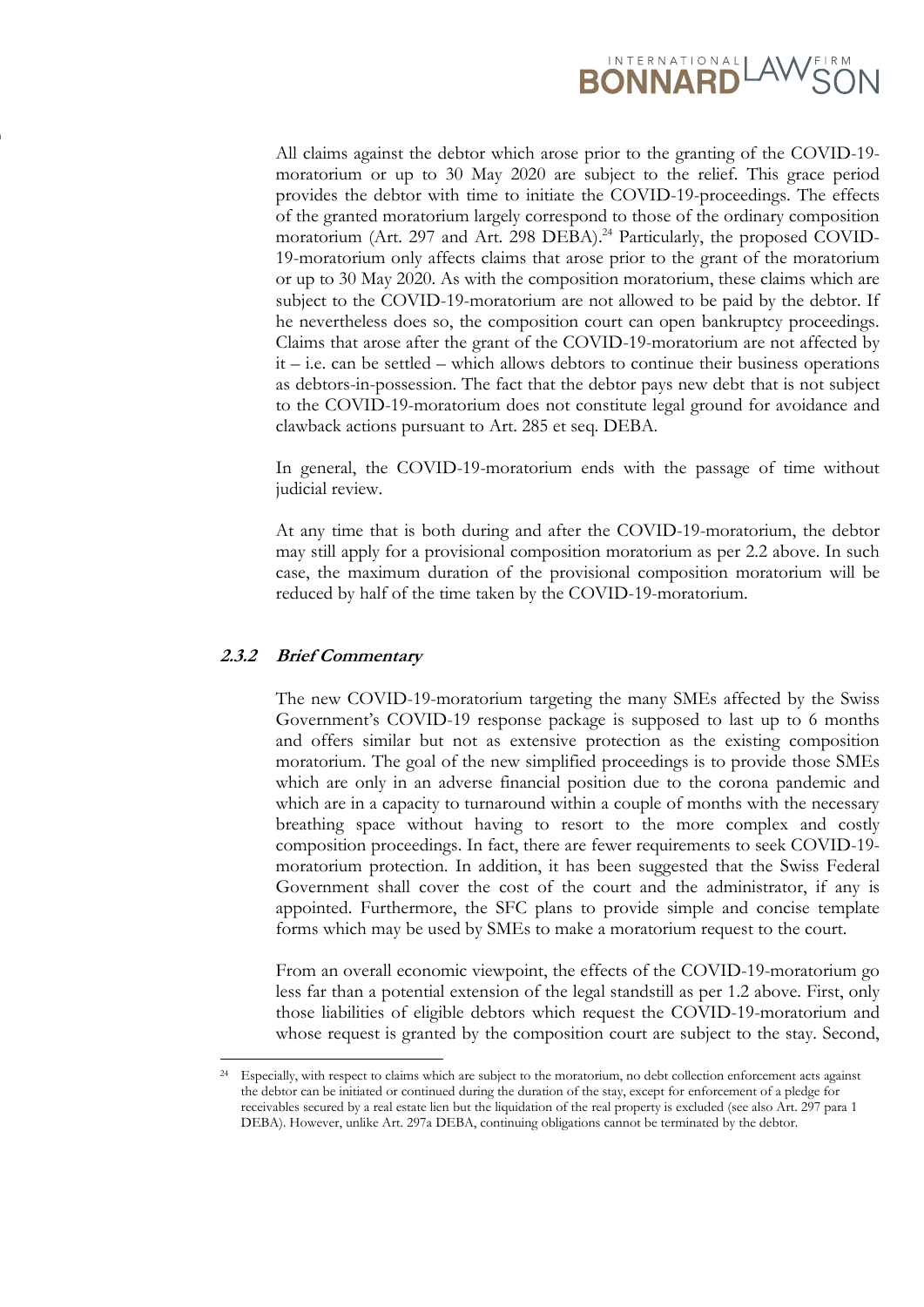All claims against the debtor which arose prior to the granting of the COVID-19-moratorium or up to 30 May 2020 are subject to the relief. This grace period provides the debtor with time to initiate the COVID-19-proceedings. The effects of the granted moratorium largely correspond to those of the ordinary composition moratorium (Art. 297 and Art. 298 DEBA).[24] Particularly, the proposed COVID-19-moratorium only affects claims that arose prior to the grant of the moratorium or up to 30 May 2020. As with the composition moratorium, these claims which are subject to the COVID-19-moratorium are not allowed to be paid by the debtor. If he nevertheless does so, the composition court can open bankruptcy proceedings. Claims that arose after the grant of the COVID-19-moratorium are not affected by it – i.e. can be settled – which allows debtors to continue their business operations as debtors-in-possession. The fact that the debtor pays new debt that is not subject to the COVID-19-moratorium does not constitute legal ground for avoidance and clawback actions pursuant to Art. 285 et seq. DEBA.

In general, the COVID-19-moratorium ends with the passage of time without judicial review.

At any time that is both during and after the COVID-19-moratorium, the debtor may still apply for a provisional composition moratorium as per 2.2 above. In such case, the maximum duration of the provisional composition moratorium will be reduced by half of the time taken by the COVID-19-moratorium.

### 2.3.2 *Brief Commentary*

The new COVID-19-moratorium targeting the many SMEs affected by the Swiss Government's COVID-19 response package is supposed to last up to 6 months and offers similar but not as extensive protection as the existing composition moratorium. The goal of the new simplified proceedings is to provide those SMEs which are only in an adverse financial position due to the corona pandemic and which are in a capacity to turnaround within a couple of months with the necessary breathing space without having to resort to the more complex and costly composition proceedings. In fact, there are fewer requirements to seek COVID-19-moratorium protection. In addition, it has been suggested that the Swiss Federal Government shall cover the cost of the court and the administrator, if any is appointed. Furthermore, the SFC plans to provide simple and concise template forms which may be used by SMEs to make a moratorium request to the court.

From an overall economic viewpoint, the effects of the COVID-19-moratorium go less far than a potential extension of the legal standstill as per 1.2 above. First, only those liabilities of eligible debtors which request the COVID-19-moratorium and whose request is granted by the composition court are subject to the stay. Second,

---

[24] Especially, with respect to claims which are subject to the moratorium, no debt collection enforcement acts against the debtor can be initiated or continued during the duration of the stay, except for enforcement of a pledge for receivables secured by a real estate lien but the liquidation of the real property is excluded (see also Art. 297 para 1 DEBA). However, unlike Art. 297a DEBA, continuing obligations cannot be terminated by the debtor.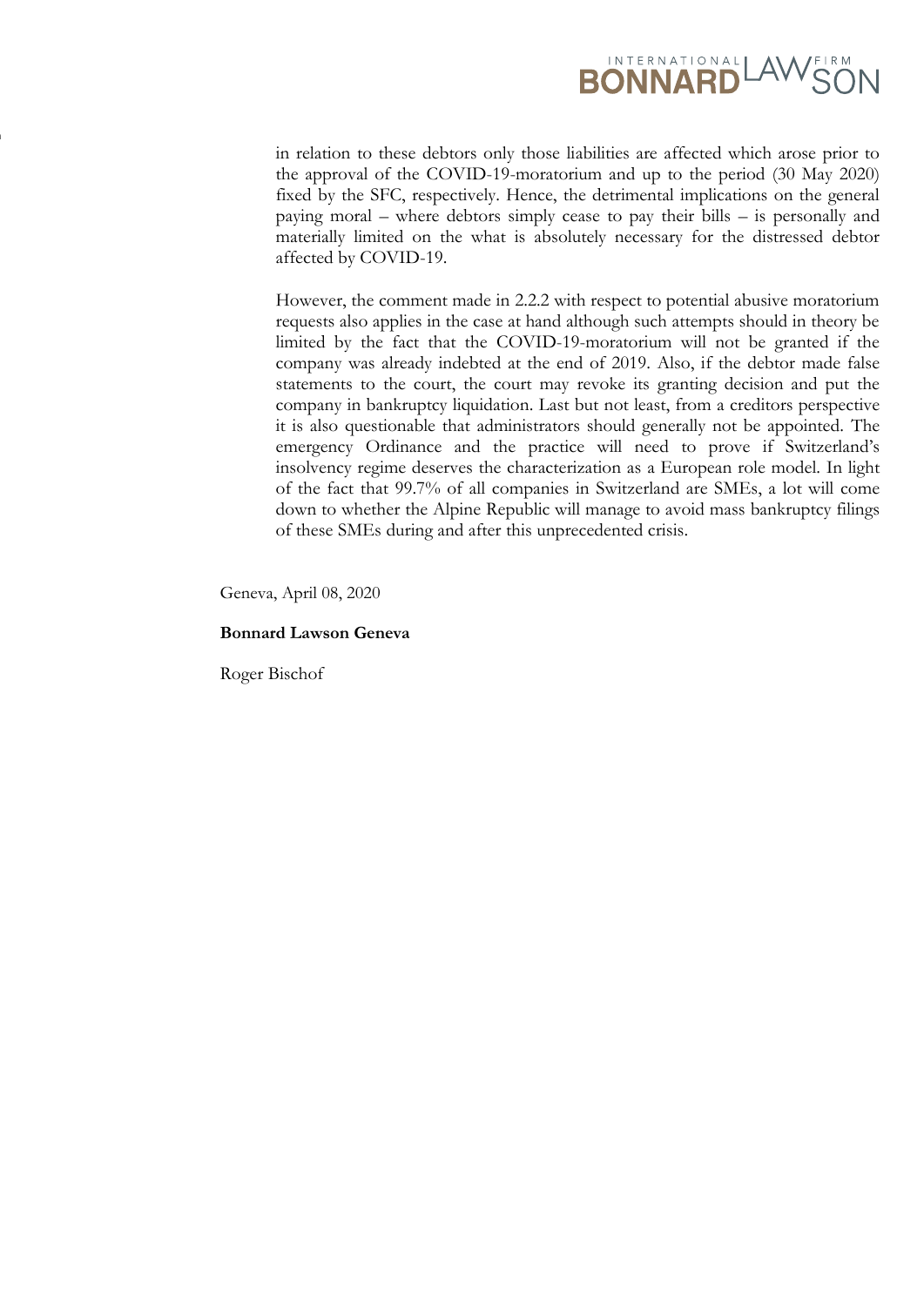in relation to these debtors only those liabilities are affected which arose prior to the approval of the COVID-19-moratorium and up to the period (30 May 2020) fixed by the SFC, respectively. Hence, the detrimental implications on the general paying moral – where debtors simply cease to pay their bills – is personally and materially limited on the what is absolutely necessary for the distressed debtor affected by COVID-19.

However, the comment made in 2.2.2 with respect to potential abusive moratorium requests also applies in the case at hand although such attempts should in theory be limited by the fact that the COVID-19-moratorium will not be granted if the company was already indebted at the end of 2019. Also, if the debtor made false statements to the court, the court may revoke its granting decision and put the company in bankruptcy liquidation. Last but not least, from a creditors perspective it is also questionable that administrators should generally not be appointed. The emergency Ordinance and the practice will need to prove if Switzerland's insolvency regime deserves the characterization as a European role model. In light of the fact that 99.7% of all companies in Switzerland are SMEs, a lot will come down to whether the Alpine Republic will manage to avoid mass bankruptcy filings of these SMEs during and after this unprecedented crisis.

Geneva, April 08, 2020

**Bonnard Lawson Geneva**

Roger Bischof